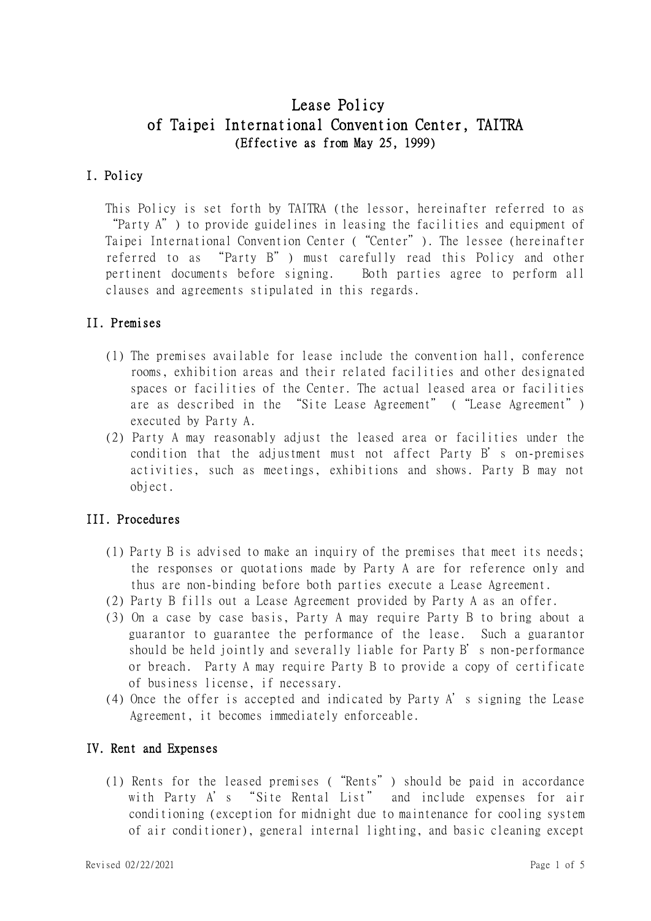# Lease Policy
# of Taipei International Convention Center, TAITRA

**(Effective as from May 25, 1999)**

## I. Policy

This Policy is set forth by TAITRA (the lessor, hereinafter referred to as "Party A") to provide guidelines in leasing the facilities and equipment of Taipei International Convention Center ("Center"). The lessee (hereinafter referred to as "Party B") must carefully read this Policy and other pertinent documents before signing. Both parties agree to perform all clauses and agreements stipulated in this regards.

## II. Premises

(1) The premises available for lease include the convention hall, conference rooms, exhibition areas and their related facilities and other designated spaces or facilities of the Center. The actual leased area or facilities are as described in the "Site Lease Agreement" ("Lease Agreement") executed by Party A.

(2) Party A may reasonably adjust the leased area or facilities under the condition that the adjustment must not affect Party B's on-premises activities, such as meetings, exhibitions and shows. Party B may not object.

## III. Procedures

(1) Party B is advised to make an inquiry of the premises that meet its needs; the responses or quotations made by Party A are for reference only and thus are non-binding before both parties execute a Lease Agreement.

(2) Party B fills out a Lease Agreement provided by Party A as an offer.

(3) On a case by case basis, Party A may require Party B to bring about a guarantor to guarantee the performance of the lease. Such a guarantor should be held jointly and severally liable for Party B's non-performance or breach. Party A may require Party B to provide a copy of certificate of business license, if necessary.

(4) Once the offer is accepted and indicated by Party A's signing the Lease Agreement, it becomes immediately enforceable.

## IV. Rent and Expenses

(1) Rents for the leased premises ("Rents") should be paid in accordance with Party A's "Site Rental List" and include expenses for air conditioning (exception for midnight due to maintenance for cooling system of air conditioner), general internal lighting, and basic cleaning except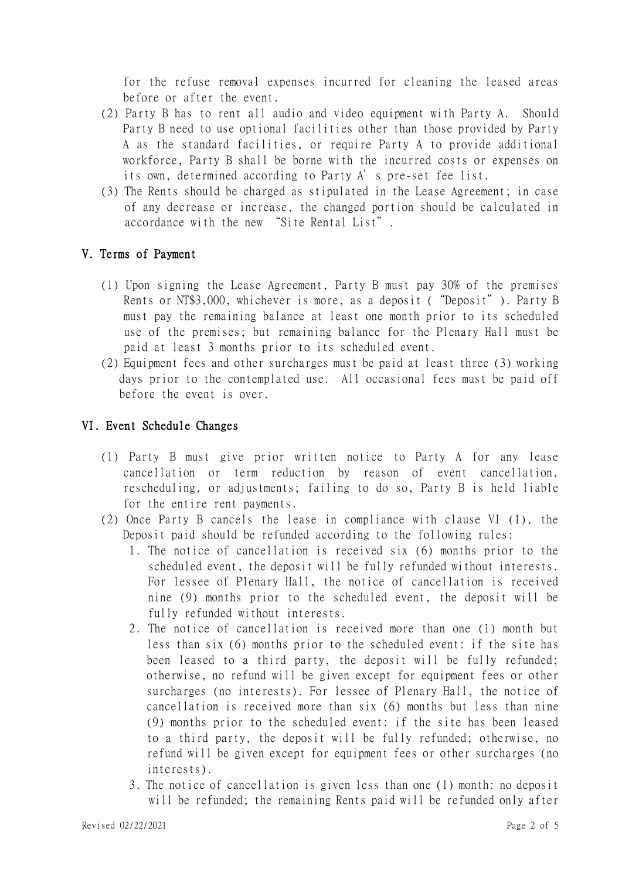for the refuse removal expenses incurred for cleaning the leased areas before or after the event.

(2) Party B has to rent all audio and video equipment with Party A. Should Party B need to use optional facilities other than those provided by Party A as the standard facilities, or require Party A to provide additional workforce, Party B shall be borne with the incurred costs or expenses on its own, determined according to Party A' s pre-set fee list.

(3) The Rents should be charged as stipulated in the Lease Agreement; in case of any decrease or increase, the changed portion should be calculated in accordance with the new "Site Rental List".

## V. Terms of Payment

(1) Upon signing the Lease Agreement, Party B must pay 30% of the premises Rents or NT$3,000, whichever is more, as a deposit ("Deposit"). Party B must pay the remaining balance at least one month prior to its scheduled use of the premises; but remaining balance for the Plenary Hall must be paid at least 3 months prior to its scheduled event.

(2) Equipment fees and other surcharges must be paid at least three (3) working days prior to the contemplated use. All occasional fees must be paid off before the event is over.

## VI. Event Schedule Changes

(1) Party B must give prior written notice to Party A for any lease cancellation or term reduction by reason of event cancellation, rescheduling, or adjustments; failing to do so, Party B is held liable for the entire rent payments.

(2) Once Party B cancels the lease in compliance with clause VI (1), the Deposit paid should be refunded according to the following rules:

1. The notice of cancellation is received six (6) months prior to the scheduled event, the deposit will be fully refunded without interests. For lessee of Plenary Hall, the notice of cancellation is received nine (9) months prior to the scheduled event, the deposit will be fully refunded without interests.
2. The notice of cancellation is received more than one (1) month but less than six (6) months prior to the scheduled event: if the site has been leased to a third party, the deposit will be fully refunded; otherwise, no refund will be given except for equipment fees or other surcharges (no interests). For lessee of Plenary Hall, the notice of cancellation is received more than six (6) months but less than nine (9) months prior to the scheduled event: if the site has been leased to a third party, the deposit will be fully refunded; otherwise, no refund will be given except for equipment fees or other surcharges (no interests).
3. The notice of cancellation is given less than one (1) month: no deposit will be refunded; the remaining Rents paid will be refunded only after

Revised 02/22/2021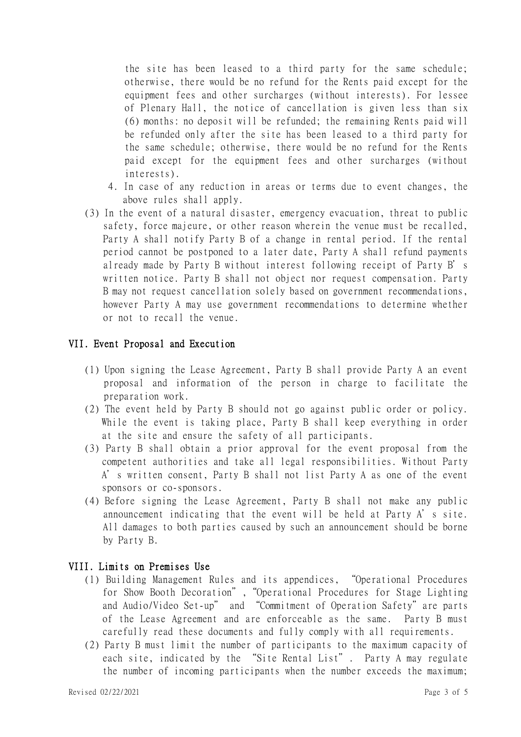the site has been leased to a third party for the same schedule; otherwise, there would be no refund for the Rents paid except for the equipment fees and other surcharges (without interests). For lessee of Plenary Hall, the notice of cancellation is given less than six (6) months: no deposit will be refunded; the remaining Rents paid will be refunded only after the site has been leased to a third party for the same schedule; otherwise, there would be no refund for the Rents paid except for the equipment fees and other surcharges (without interests).

4. In case of any reduction in areas or terms due to event changes, the above rules shall apply.

(3) In the event of a natural disaster, emergency evacuation, threat to public safety, force majeure, or other reason wherein the venue must be recalled, Party A shall notify Party B of a change in rental period. If the rental period cannot be postponed to a later date, Party A shall refund payments already made by Party B without interest following receipt of Party B's written notice. Party B shall not object nor request compensation. Party B may not request cancellation solely based on government recommendations, however Party A may use government recommendations to determine whether or not to recall the venue.

## VII. Event Proposal and Execution

(1) Upon signing the Lease Agreement, Party B shall provide Party A an event proposal and information of the person in charge to facilitate the preparation work.

(2) The event held by Party B should not go against public order or policy. While the event is taking place, Party B shall keep everything in order at the site and ensure the safety of all participants.

(3) Party B shall obtain a prior approval for the event proposal from the competent authorities and take all legal responsibilities. Without Party A's written consent, Party B shall not list Party A as one of the event sponsors or co-sponsors.

(4) Before signing the Lease Agreement, Party B shall not make any public announcement indicating that the event will be held at Party A's site. All damages to both parties caused by such an announcement should be borne by Party B.

## VIII. Limits on Premises Use

(1) Building Management Rules and its appendices, "Operational Procedures for Show Booth Decoration", "Operational Procedures for Stage Lighting and Audio/Video Set-up" and "Commitment of Operation Safety" are parts of the Lease Agreement and are enforceable as the same. Party B must carefully read these documents and fully comply with all requirements.

(2) Party B must limit the number of participants to the maximum capacity of each site, indicated by the "Site Rental List". Party A may regulate the number of incoming participants when the number exceeds the maximum;

Revised 02/22/2021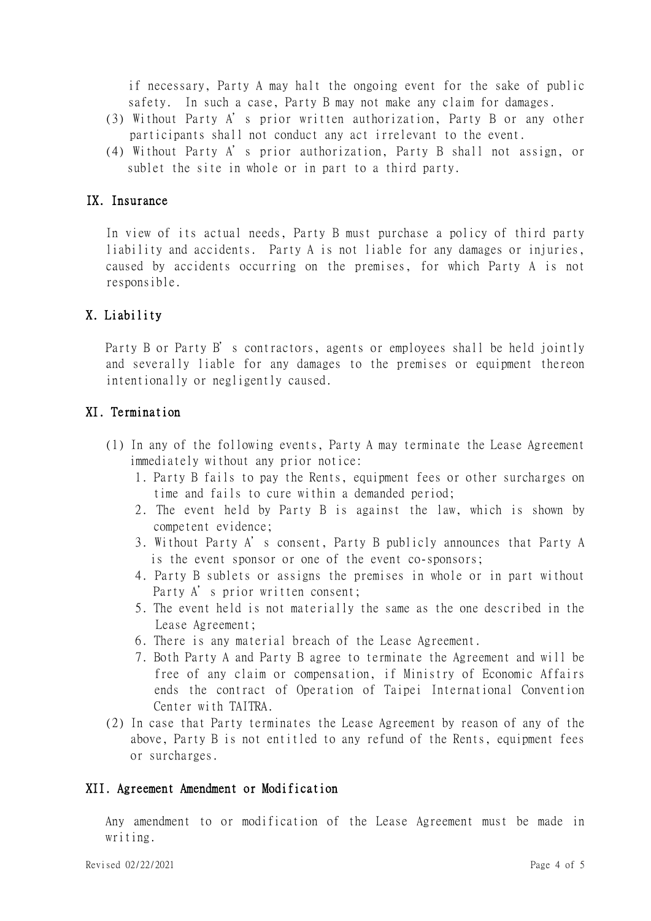if necessary, Party A may halt the ongoing event for the sake of public safety. In such a case, Party B may not make any claim for damages.

(3) Without Party A's prior written authorization, Party B or any other participants shall not conduct any act irrelevant to the event.

(4) Without Party A's prior authorization, Party B shall not assign, or sublet the site in whole or in part to a third party.

## IX. Insurance

In view of its actual needs, Party B must purchase a policy of third party liability and accidents. Party A is not liable for any damages or injuries, caused by accidents occurring on the premises, for which Party A is not responsible.

## X. Liability

Party B or Party B's contractors, agents or employees shall be held jointly and severally liable for any damages to the premises or equipment thereon intentionally or negligently caused.

## XI. Termination

(1) In any of the following events, Party A may terminate the Lease Agreement immediately without any prior notice:

1. Party B fails to pay the Rents, equipment fees or other surcharges on time and fails to cure within a demanded period;
2. The event held by Party B is against the law, which is shown by competent evidence;
3. Without Party A's consent, Party B publicly announces that Party A is the event sponsor or one of the event co-sponsors;
4. Party B sublets or assigns the premises in whole or in part without Party A's prior written consent;
5. The event held is not materially the same as the one described in the Lease Agreement;
6. There is any material breach of the Lease Agreement.
7. Both Party A and Party B agree to terminate the Agreement and will be free of any claim or compensation, if Ministry of Economic Affairs ends the contract of Operation of Taipei International Convention Center with TAITRA.

(2) In case that Party terminates the Lease Agreement by reason of any of the above, Party B is not entitled to any refund of the Rents, equipment fees or surcharges.

## XII. Agreement Amendment or Modification

Any amendment to or modification of the Lease Agreement must be made in writing.

Revised 02/22/2021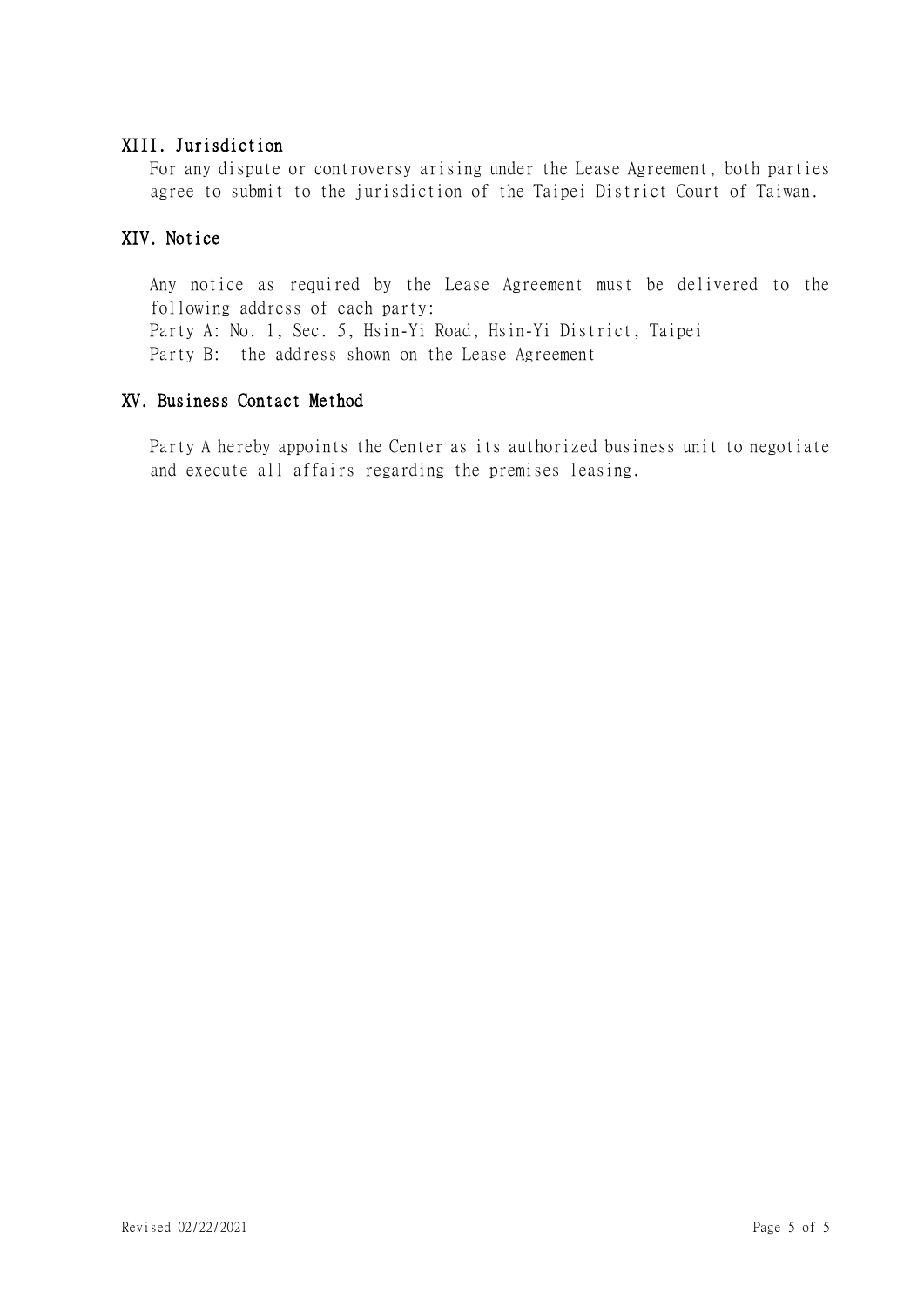## XIII. Jurisdiction

For any dispute or controversy arising under the Lease Agreement, both parties agree to submit to the jurisdiction of the Taipei District Court of Taiwan.

## XIV. Notice

Any notice as required by the Lease Agreement must be delivered to the following address of each party:
Party A: No. 1, Sec. 5, Hsin-Yi Road, Hsin-Yi District, Taipei
Party B: the address shown on the Lease Agreement

## XV. Business Contact Method

Party A hereby appoints the Center as its authorized business unit to negotiate and execute all affairs regarding the premises leasing.

Revised 02/22/2021